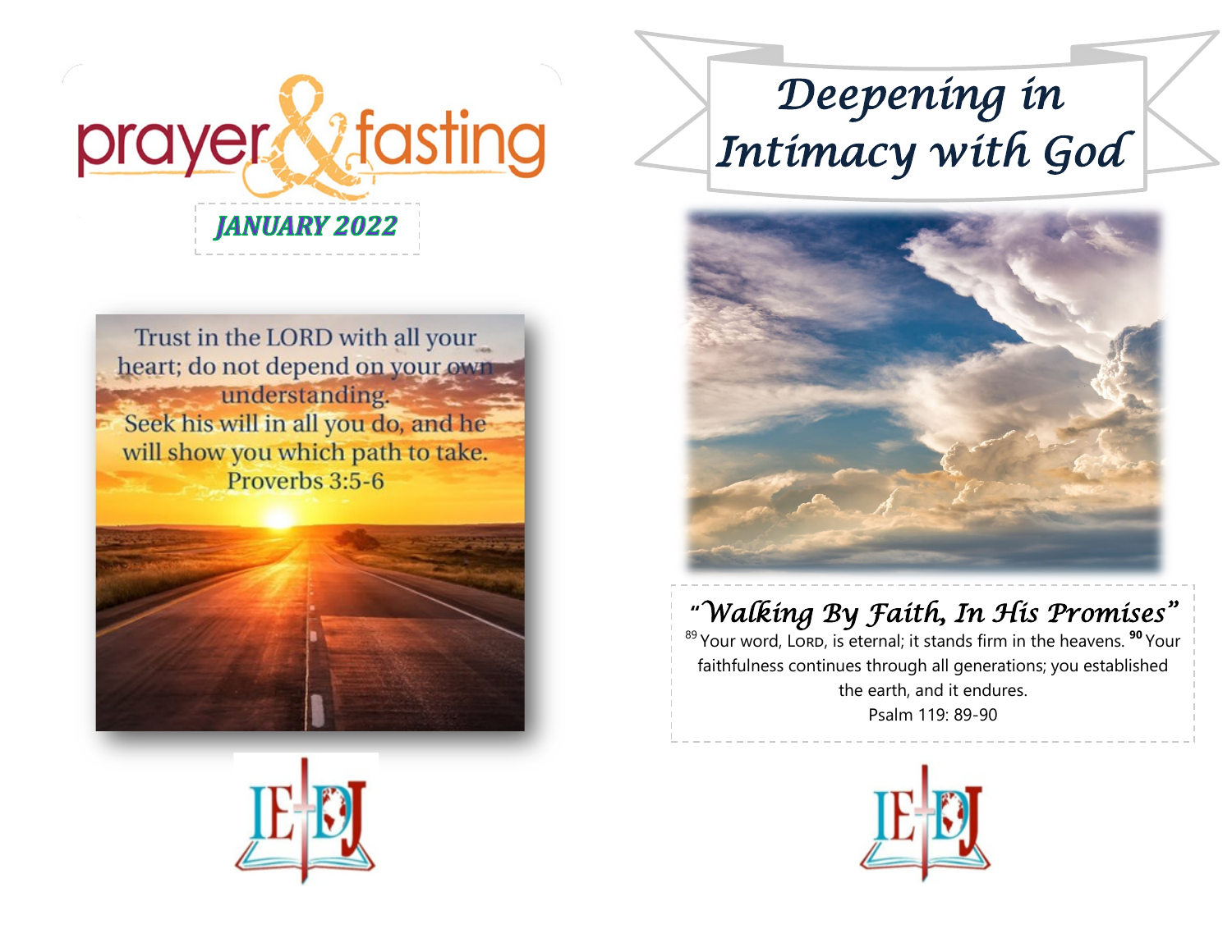# prayer & fasting

**JANUARY 2022**

Trust in the LORD with all your heart; do not depend on your own understanding.
Seek his will in all you do, and he will show you which path to take.
Proverbs 3:5-6

# *Deepening in Intimacy with God*

### *"Walking By Faith, In His Promises"*

[89] Your word, LORD, is eternal; it stands firm in the heavens. [90] Your faithfulness continues through all generations; you established the earth, and it endures.
Psalm 119: 89-90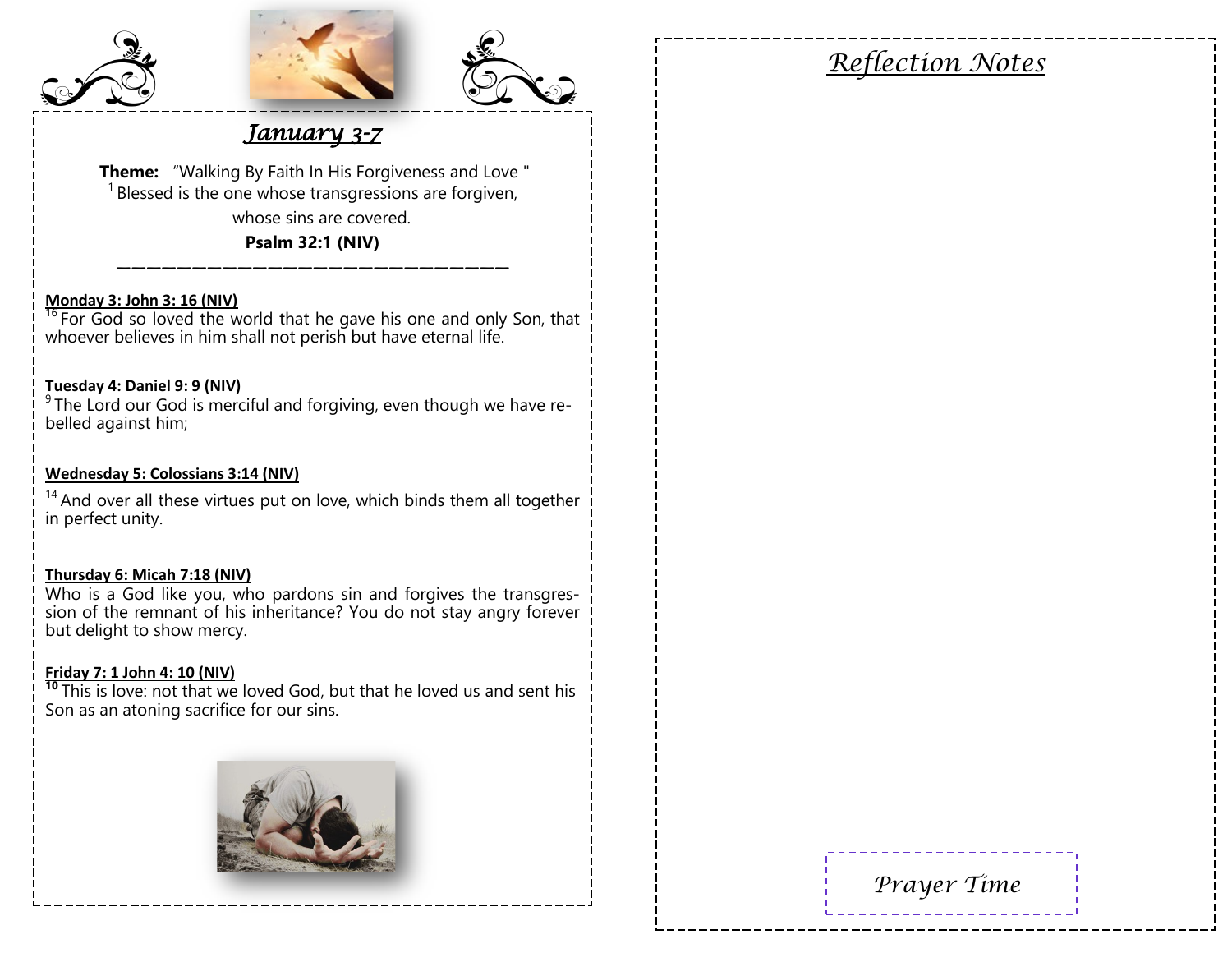## *January 3-7*

**Theme:** "Walking By Faith In His Forgiveness and Love "

[1] Blessed is the one whose transgressions are forgiven,

whose sins are covered.

**Psalm 32:1 (NIV)**

---

**Monday 3: John 3: 16 (NIV)**

[16] For God so loved the world that he gave his one and only Son, that whoever believes in him shall not perish but have eternal life.

**Tuesday 4: Daniel 9: 9 (NIV)**

[9] The Lord our God is merciful and forgiving, even though we have rebelled against him;

**Wednesday 5: Colossians 3:14 (NIV)**

[14] And over all these virtues put on love, which binds them all together in perfect unity.

**Thursday 6: Micah 7:18 (NIV)**

Who is a God like you, who pardons sin and forgives the transgression of the remnant of his inheritance? You do not stay angry forever but delight to show mercy.

**Friday 7: 1 John 4: 10 (NIV)**

[10] This is love: not that we loved God, but that he loved us and sent his Son as an atoning sacrifice for our sins.

## *Reflection Notes*

*Prayer Time*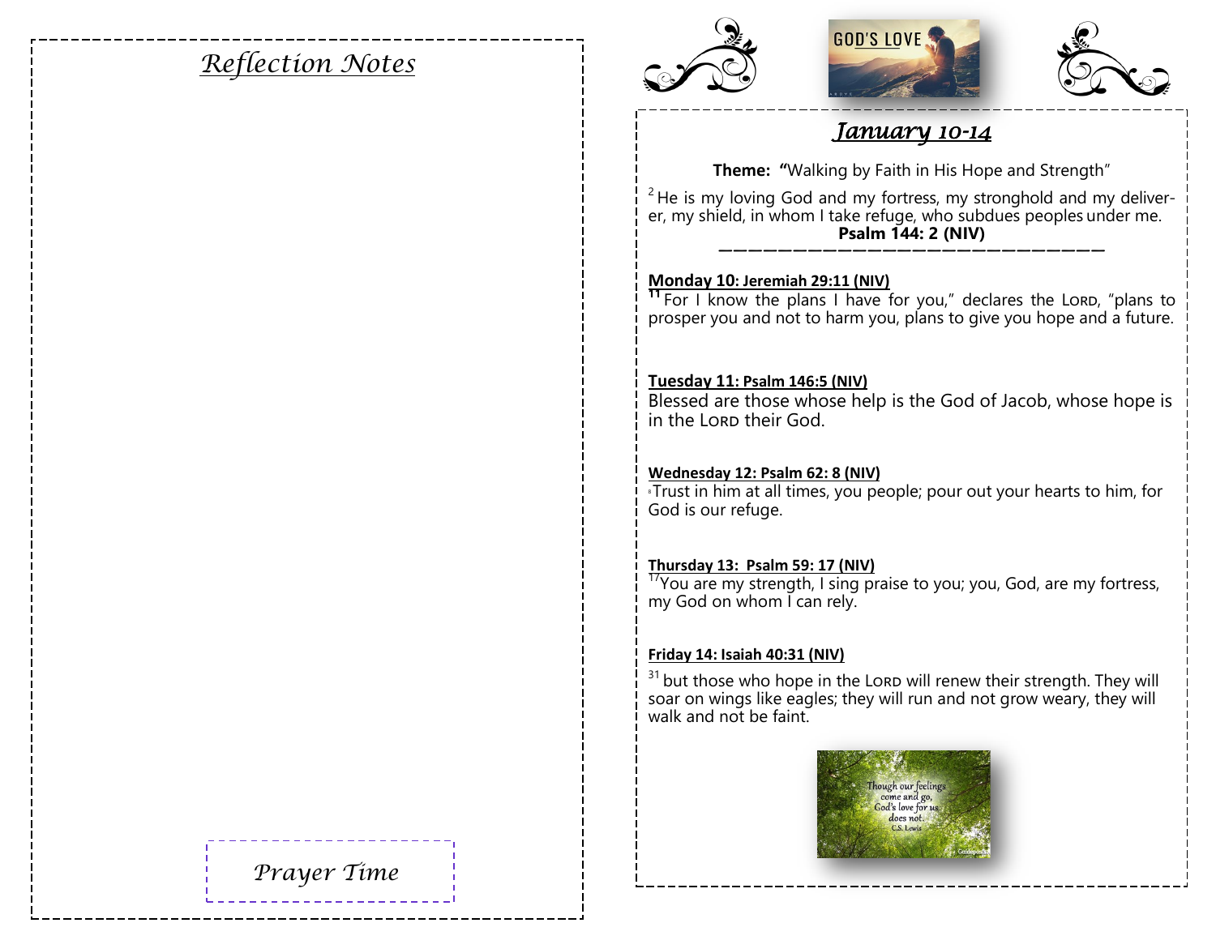## *Reflection Notes*

*Prayer Time*

## *January 10-14*

**Theme: "**Walking by Faith in His Hope and Strength"

[2] He is my loving God and my fortress, my stronghold and my deliverer, my shield, in whom I take refuge, who subdues peoples under me.
**Psalm 144: 2 (NIV)**

**Monday 10: Jeremiah 29:11 (NIV)**

**11** For I know the plans I have for you," declares the LORD, "plans to prosper you and not to harm you, plans to give you hope and a future.

**Tuesday 11: Psalm 146:5 (NIV)**

Blessed are those whose help is the God of Jacob, whose hope is in the LORD their God.

**Wednesday 12: Psalm 62: 8 (NIV)**

[8] Trust in him at all times, you people; pour out your hearts to him, for God is our refuge.

**Thursday 13: Psalm 59: 17 (NIV)**

[17] You are my strength, I sing praise to you; you, God, are my fortress, my God on whom I can rely.

**Friday 14: Isaiah 40:31 (NIV)**

[31] but those who hope in the LORD will renew their strength. They will soar on wings like eagles; they will run and not grow weary, they will walk and not be faint.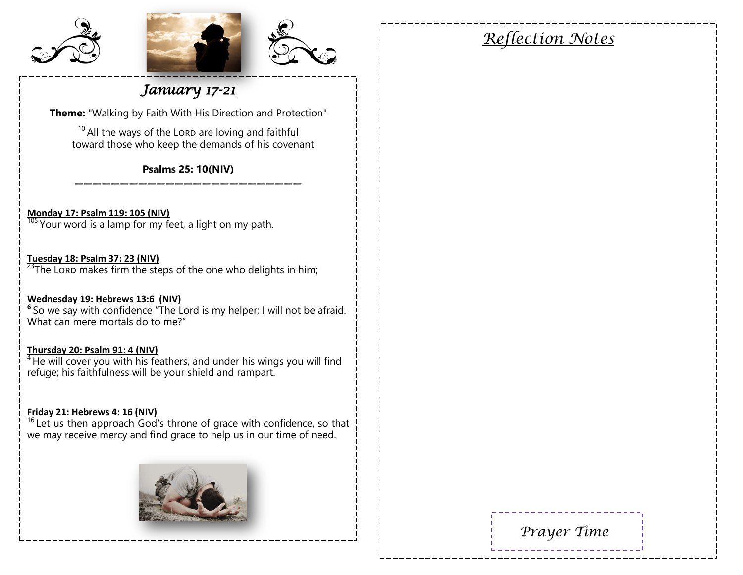## *January 17-21*

**Theme:** "Walking by Faith With His Direction and Protection"

[10] All the ways of the LORD are loving and faithful toward those who keep the demands of his covenant

**Psalms 25: 10(NIV)**

---

**Monday 17: Psalm 119: 105 (NIV)**
[105] Your word is a lamp for my feet, a light on my path.

**Tuesday 18: Psalm 37: 23 (NIV)**
[23] The LORD makes firm the steps of the one who delights in him;

**Wednesday 19: Hebrews 13:6 (NIV)**
[6] So we say with confidence "The Lord is my helper; I will not be afraid. What can mere mortals do to me?"

**Thursday 20: Psalm 91: 4 (NIV)**
[4] He will cover you with his feathers, and under his wings you will find refuge; his faithfulness will be your shield and rampart.

**Friday 21: Hebrews 4: 16 (NIV)**
[16] Let us then approach God's throne of grace with confidence, so that we may receive mercy and find grace to help us in our time of need.

## *Reflection Notes*

*Prayer Time*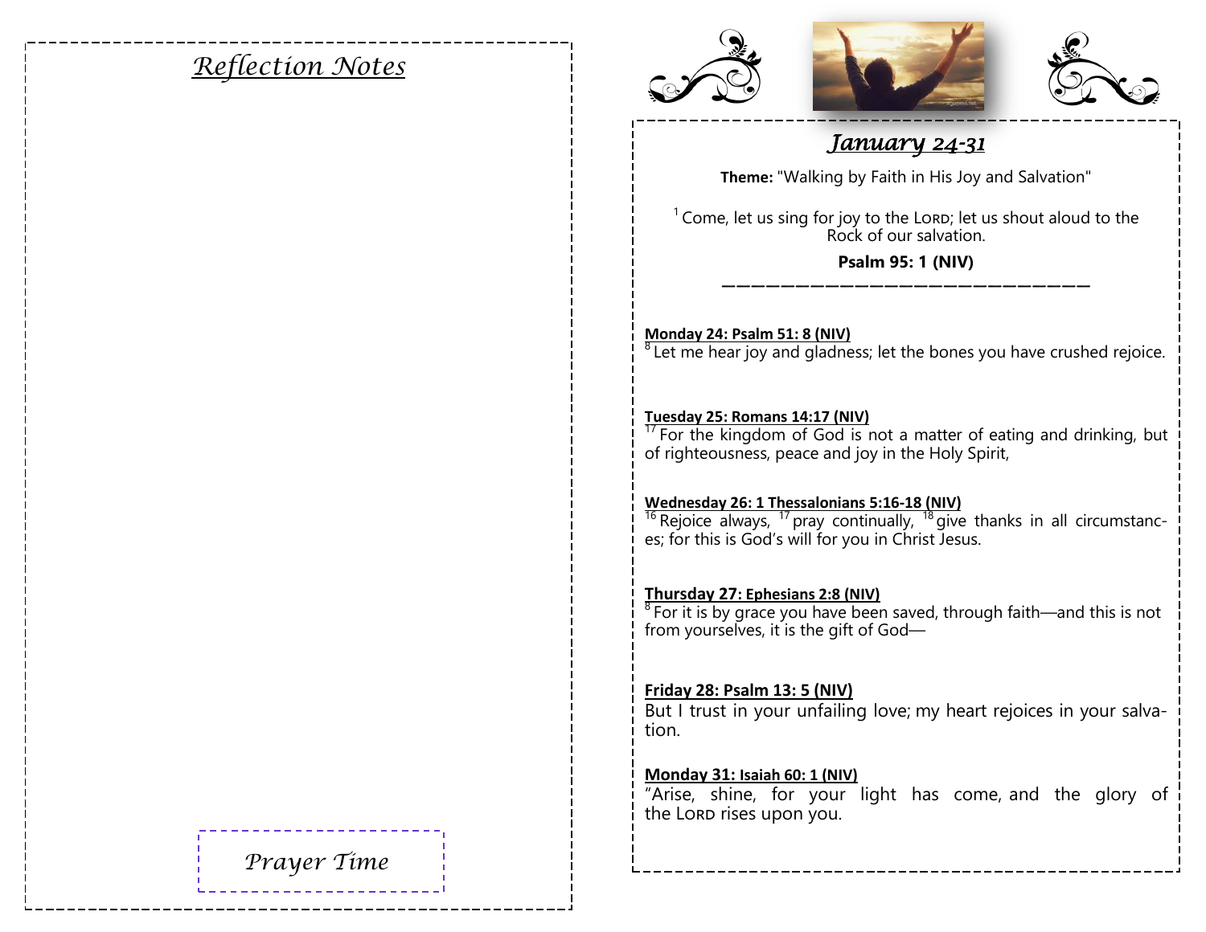## *Reflection Notes*

*Prayer Time*

## *January 24-31*

**Theme:** "Walking by Faith in His Joy and Salvation"

[1] Come, let us sing for joy to the Lord; let us shout aloud to the Rock of our salvation.

**Psalm 95: 1 (NIV)**

———————————————————————

**Monday 24: Psalm 51: 8 (NIV)**
[8] Let me hear joy and gladness; let the bones you have crushed rejoice.

**Tuesday 25: Romans 14:17 (NIV)**
[17] For the kingdom of God is not a matter of eating and drinking, but of righteousness, peace and joy in the Holy Spirit,

**Wednesday 26: 1 Thessalonians 5:16-18 (NIV)**
[16] Rejoice always, [17] pray continually, [18] give thanks in all circumstances; for this is God's will for you in Christ Jesus.

**Thursday 27: Ephesians 2:8 (NIV)**
[8] For it is by grace you have been saved, through faith—and this is not from yourselves, it is the gift of God—

**Friday 28: Psalm 13: 5 (NIV)**
But I trust in your unfailing love; my heart rejoices in your salvation.

**Monday 31: Isaiah 60: 1 (NIV)**
"Arise, shine, for your light has come, and the glory of the Lord rises upon you.